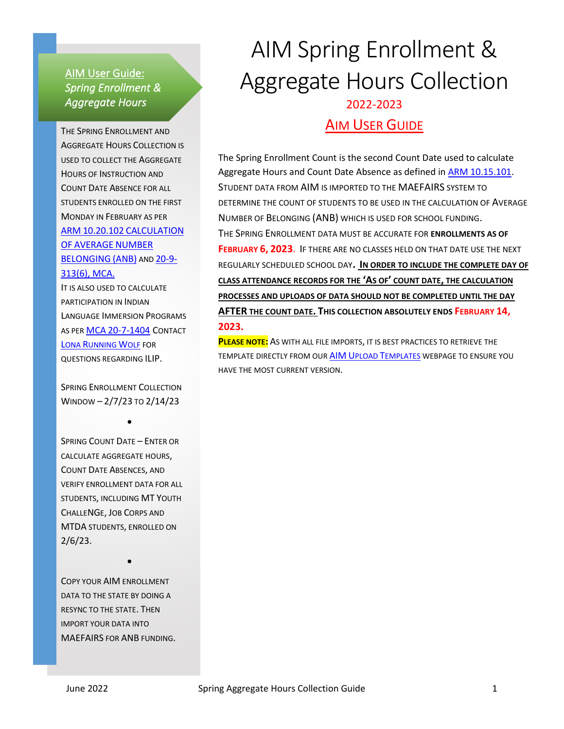# AIM Spring Enrollment & Aggregate Hours Collection

2022-2023

## AIM User Guide

The Spring Enrollment Count is the second Count Date used to calculate Aggregate Hours and Count Date Absence as defined in ARM 10.15.101. Student data from AIM is imported to the MAEFAIRS system to determine the count of students to be used in the calculation of Average Number of Belonging (ANB) which is used for school funding.

The Spring Enrollment data must be accurate for **enrollments as of February 6, 2023**. If there are no classes held on that date use the next regularly scheduled school day. **In order to include the complete day of class attendance records for the 'As of' count date, the calculation processes and uploads of data should not be completed until the day AFTER the count date. This collection absolutely ends February 14, 2023.**

**Please note:** As with all file imports, it is best practices to retrieve the template directly from our AIM Upload Templates webpage to ensure you have the most current version.

---

**AIM User Guide:** *Spring Enrollment & Aggregate Hours*

The Spring Enrollment and Aggregate Hours Collection is used to collect the Aggregate Hours of Instruction and Count Date Absence for all students enrolled on the first Monday in February as per ARM 10.20.102 Calculation of Average Number Belonging (ANB) and 20-9-313(6), MCA.

It is also used to calculate participation in Indian Language Immersion Programs as per MCA 20-7-1404 Contact Lona Running Wolf for questions regarding ILIP.

- Spring Enrollment Collection Window – 2/7/23 to 2/14/23
- Spring Count Date – Enter or calculate aggregate hours, Count Date Absences, and verify enrollment data for all students, including MT Youth ChalleNGe, Job Corps and MTDA students, enrolled on 2/6/23.
- Copy your AIM enrollment data to the state by doing a resync to the state. Then import your data into MAEFAIRS for ANB funding.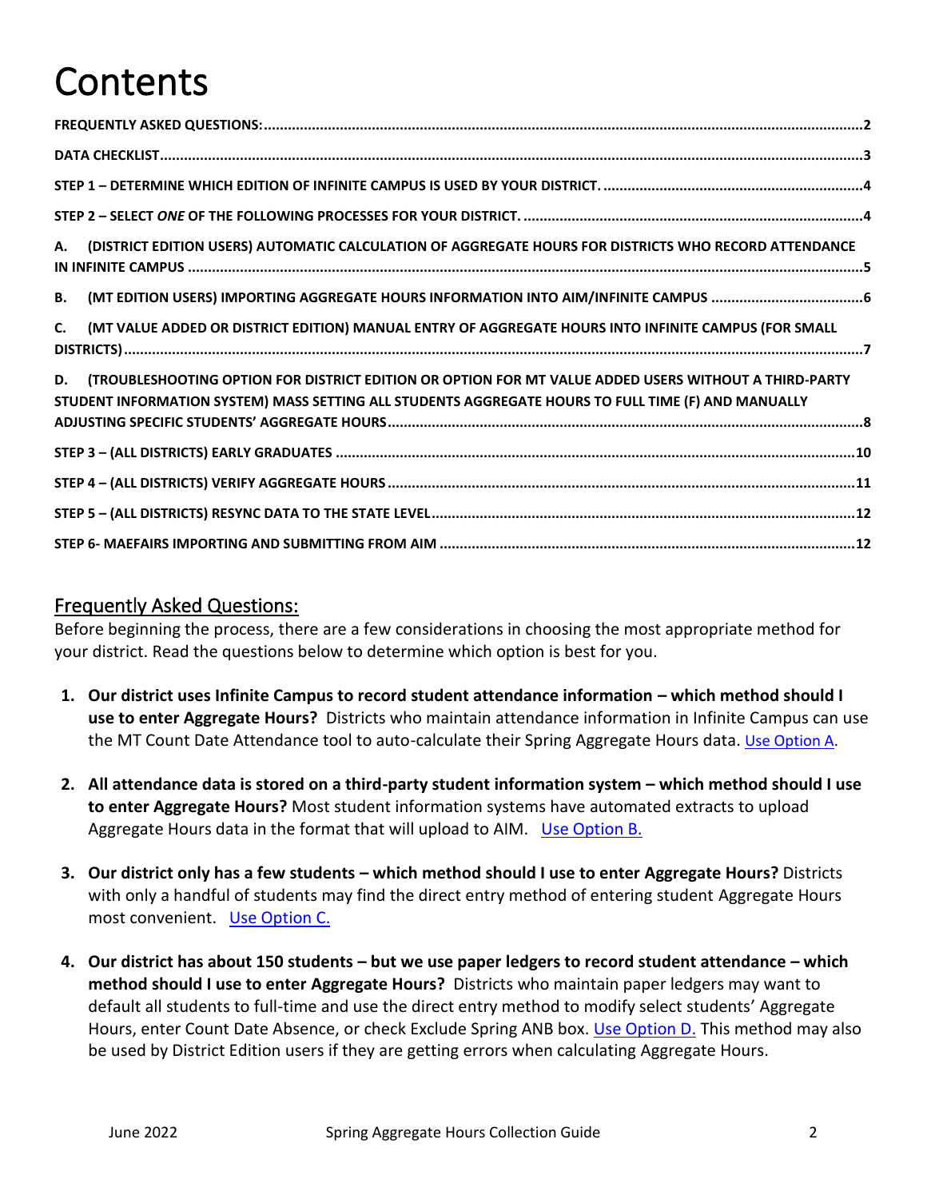# Contents

- FREQUENTLY ASKED QUESTIONS: 2
- DATA CHECKLIST 3
- STEP 1 – DETERMINE WHICH EDITION OF INFINITE CAMPUS IS USED BY YOUR DISTRICT. 4
- STEP 2 – SELECT *ONE* OF THE FOLLOWING PROCESSES FOR YOUR DISTRICT. 4
- A. (DISTRICT EDITION USERS) AUTOMATIC CALCULATION OF AGGREGATE HOURS FOR DISTRICTS WHO RECORD ATTENDANCE IN INFINITE CAMPUS 5
- B. (MT EDITION USERS) IMPORTING AGGREGATE HOURS INFORMATION INTO AIM/INFINITE CAMPUS 6
- C. (MT VALUE ADDED OR DISTRICT EDITION) MANUAL ENTRY OF AGGREGATE HOURS INTO INFINITE CAMPUS (FOR SMALL DISTRICTS) 7
- D. (TROUBLESHOOTING OPTION FOR DISTRICT EDITION OR OPTION FOR MT VALUE ADDED USERS WITHOUT A THIRD-PARTY STUDENT INFORMATION SYSTEM) MASS SETTING ALL STUDENTS AGGREGATE HOURS TO FULL TIME (F) AND MANUALLY ADJUSTING SPECIFIC STUDENTS' AGGREGATE HOURS 8
- STEP 3 – (ALL DISTRICTS) EARLY GRADUATES 10
- STEP 4 – (ALL DISTRICTS) VERIFY AGGREGATE HOURS 11
- STEP 5 – (ALL DISTRICTS) RESYNC DATA TO THE STATE LEVEL 12
- STEP 6- MAEFAIRS IMPORTING AND SUBMITTING FROM AIM 12

## Frequently Asked Questions:

Before beginning the process, there are a few considerations in choosing the most appropriate method for your district. Read the questions below to determine which option is best for you.

1. **Our district uses Infinite Campus to record student attendance information – which method should I use to enter Aggregate Hours?** Districts who maintain attendance information in Infinite Campus can use the MT Count Date Attendance tool to auto-calculate their Spring Aggregate Hours data. Use Option A.
2. **All attendance data is stored on a third-party student information system – which method should I use to enter Aggregate Hours?** Most student information systems have automated extracts to upload Aggregate Hours data in the format that will upload to AIM. Use Option B.
3. **Our district only has a few students – which method should I use to enter Aggregate Hours?** Districts with only a handful of students may find the direct entry method of entering student Aggregate Hours most convenient. Use Option C.
4. **Our district has about 150 students – but we use paper ledgers to record student attendance – which method should I use to enter Aggregate Hours?** Districts who maintain paper ledgers may want to default all students to full-time and use the direct entry method to modify select students' Aggregate Hours, enter Count Date Absence, or check Exclude Spring ANB box. Use Option D. This method may also be used by District Edition users if they are getting errors when calculating Aggregate Hours.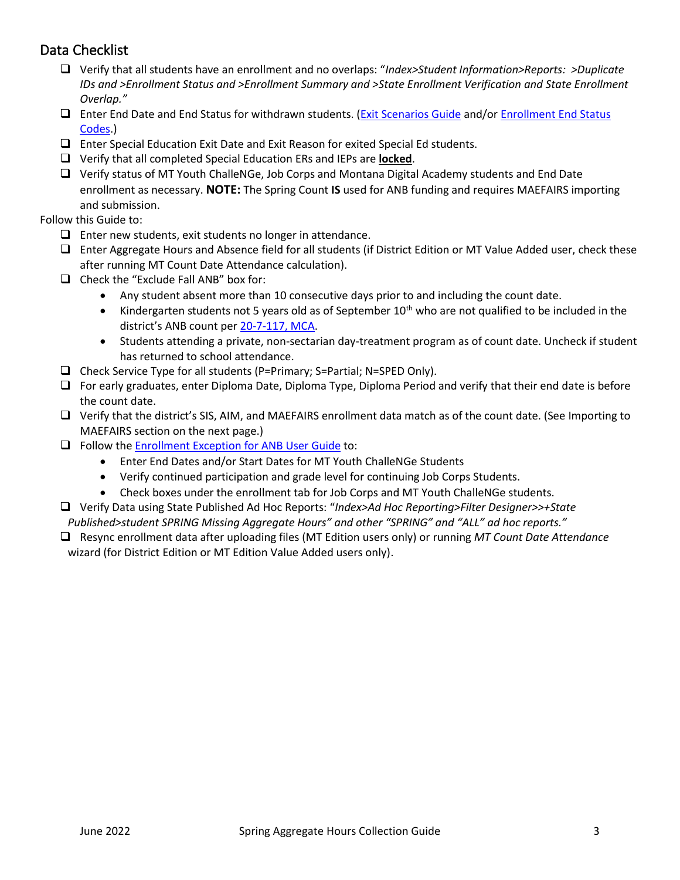## Data Checklist

- ❑ Verify that all students have an enrollment and no overlaps: "*Index>Student Information>Reports: >Duplicate IDs and >Enrollment Status and >Enrollment Summary and >State Enrollment Verification and State Enrollment Overlap.*"
- ❑ Enter End Date and End Status for withdrawn students. (Exit Scenarios Guide and/or Enrollment End Status Codes.)
- ❑ Enter Special Education Exit Date and Exit Reason for exited Special Ed students.
- ❑ Verify that all completed Special Education ERs and IEPs are **locked**.
- ❑ Verify status of MT Youth ChalleNGe, Job Corps and Montana Digital Academy students and End Date enrollment as necessary. **NOTE:** The Spring Count **IS** used for ANB funding and requires MAEFAIRS importing and submission.

Follow this Guide to:

- ❑ Enter new students, exit students no longer in attendance.
- ❑ Enter Aggregate Hours and Absence field for all students (if District Edition or MT Value Added user, check these after running MT Count Date Attendance calculation).
- ❑ Check the "Exclude Fall ANB" box for:
  - Any student absent more than 10 consecutive days prior to and including the count date.
  - Kindergarten students not 5 years old as of September 10th who are not qualified to be included in the district's ANB count per 20-7-117, MCA.
  - Students attending a private, non-sectarian day-treatment program as of count date. Uncheck if student has returned to school attendance.
- ❑ Check Service Type for all students (P=Primary; S=Partial; N=SPED Only).
- ❑ For early graduates, enter Diploma Date, Diploma Type, Diploma Period and verify that their end date is before the count date.
- ❑ Verify that the district's SIS, AIM, and MAEFAIRS enrollment data match as of the count date. (See Importing to MAEFAIRS section on the next page.)
- ❑ Follow the Enrollment Exception for ANB User Guide to:
  - Enter End Dates and/or Start Dates for MT Youth ChalleNGe Students
  - Verify continued participation and grade level for continuing Job Corps Students.
  - Check boxes under the enrollment tab for Job Corps and MT Youth ChalleNGe students.
- ❑ Verify Data using State Published Ad Hoc Reports: "*Index>Ad Hoc Reporting>Filter Designer>>+State Published>student SPRING Missing Aggregate Hours" and other "SPRING" and "ALL" ad hoc reports.*"
- ❑ Resync enrollment data after uploading files (MT Edition users only) or running *MT Count Date Attendance* wizard (for District Edition or MT Edition Value Added users only).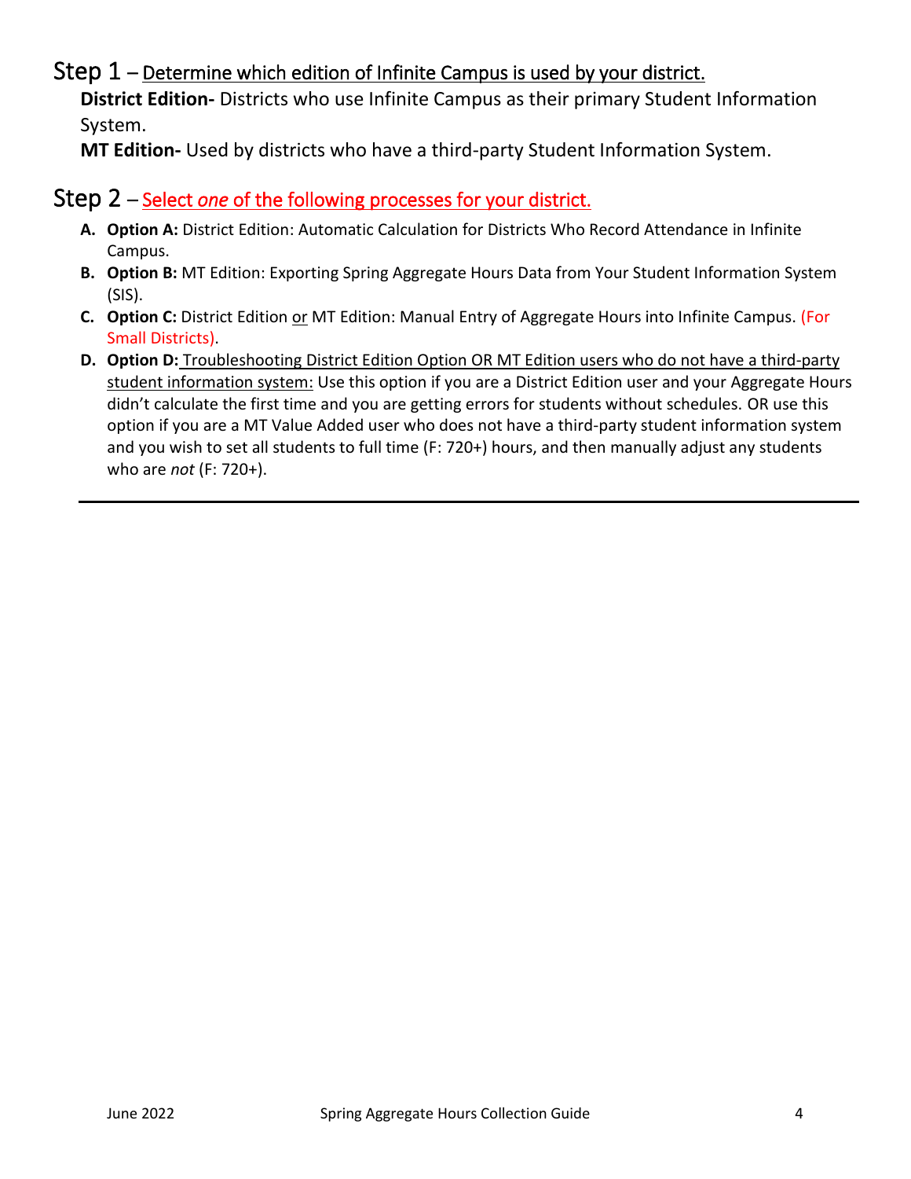## Step 1 – Determine which edition of Infinite Campus is used by your district.

**District Edition-** Districts who use Infinite Campus as their primary Student Information System.

**MT Edition-** Used by districts who have a third-party Student Information System.

## Step 2 – Select *one* of the following processes for your district.

A. **Option A:** District Edition: Automatic Calculation for Districts Who Record Attendance in Infinite Campus.
B. **Option B:** MT Edition: Exporting Spring Aggregate Hours Data from Your Student Information System (SIS).
C. **Option C:** District Edition or MT Edition: Manual Entry of Aggregate Hours into Infinite Campus. (For Small Districts).
D. **Option D:** Troubleshooting District Edition Option OR MT Edition users who do not have a third-party student information system: Use this option if you are a District Edition user and your Aggregate Hours didn't calculate the first time and you are getting errors for students without schedules. OR use this option if you are a MT Value Added user who does not have a third-party student information system and you wish to set all students to full time (F: 720+) hours, and then manually adjust any students who are *not* (F: 720+).

---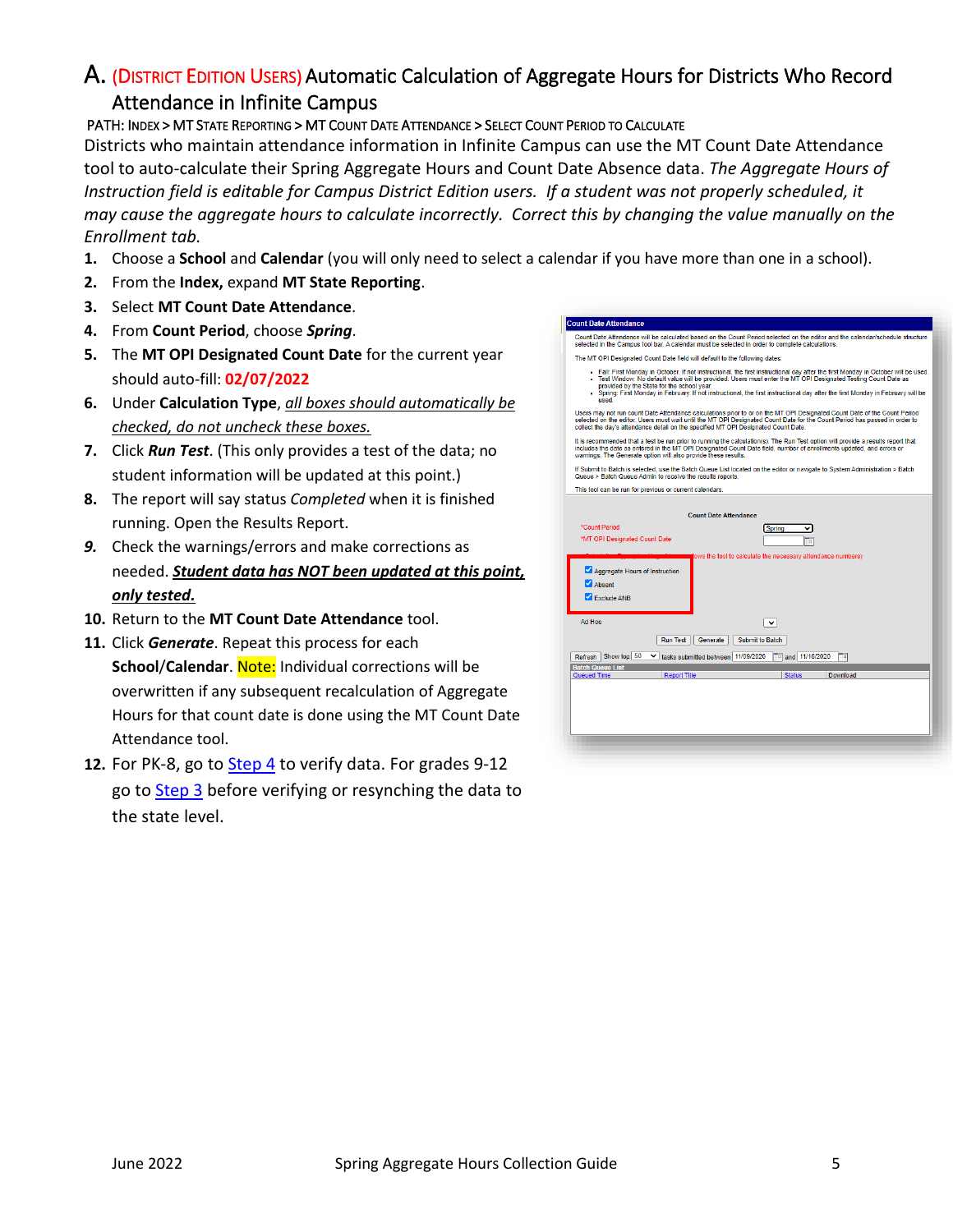# A. (DISTRICT EDITION USERS) Automatic Calculation of Aggregate Hours for Districts Who Record Attendance in Infinite Campus

PATH: INDEX > MT STATE REPORTING > MT COUNT DATE ATTENDANCE > SELECT COUNT PERIOD TO CALCULATE

Districts who maintain attendance information in Infinite Campus can use the MT Count Date Attendance tool to auto-calculate their Spring Aggregate Hours and Count Date Absence data. *The Aggregate Hours of Instruction field is editable for Campus District Edition users. If a student was not properly scheduled, it may cause the aggregate hours to calculate incorrectly. Correct this by changing the value manually on the Enrollment tab.*

1. Choose a **School** and **Calendar** (you will only need to select a calendar if you have more than one in a school).
2. From the **Index,** expand **MT State Reporting**.
3. Select **MT Count Date Attendance**.
4. From **Count Period**, choose ***Spring***.
5. The **MT OPI Designated Count Date** for the current year should auto-fill: **02/07/2022**
6. Under **Calculation Type**, *all boxes should automatically be checked, do not uncheck these boxes.*
7. Click ***Run Test***. (This only provides a test of the data; no student information will be updated at this point.)
8. The report will say status *Completed* when it is finished running. Open the Results Report.
9. Check the warnings/errors and make corrections as needed. ***Student data has NOT been updated at this point, only tested.***
10. Return to the **MT Count Date Attendance** tool.
11. Click ***Generate***. Repeat this process for each **School**/**Calendar**. Note: Individual corrections will be overwritten if any subsequent recalculation of Aggregate Hours for that count date is done using the MT Count Date Attendance tool.
12. For PK-8, go to Step 4 to verify data. For grades 9-12 go to Step 3 before verifying or resynching the data to the state level.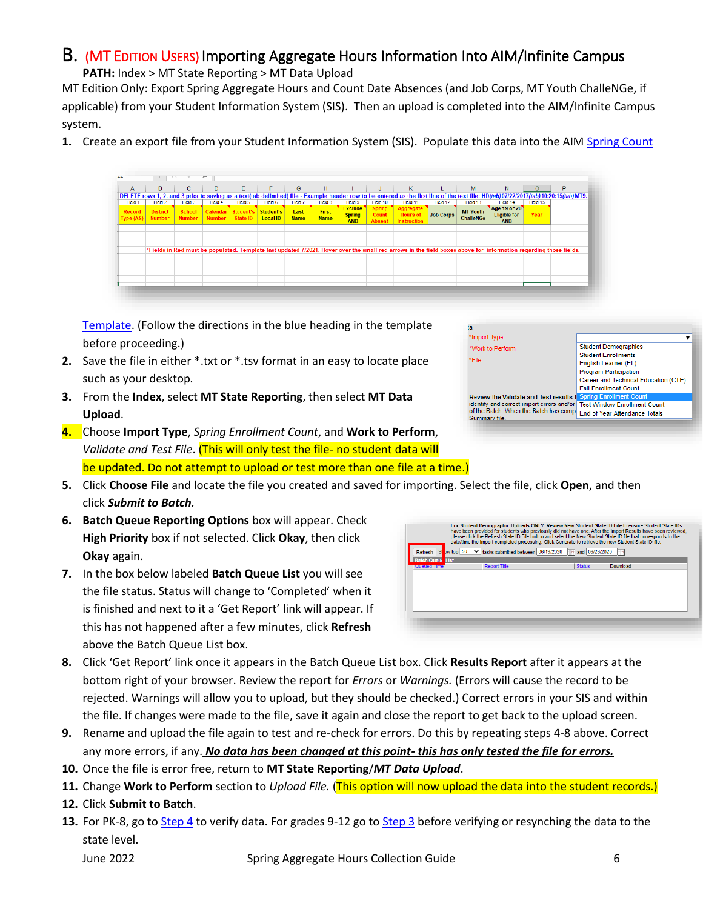## B. (MT Edition Users) Importing Aggregate Hours Information Into AIM/Infinite Campus

**PATH:** Index > MT State Reporting > MT Data Upload

MT Edition Only: Export Spring Aggregate Hours and Count Date Absences (and Job Corps, MT Youth ChalleNGe, if applicable) from your Student Information System (SIS). Then an upload is completed into the AIM/Infinite Campus system.

1. Create an export file from your Student Information System (SIS). Populate this data into the AIM Spring Count Template. (Follow the directions in the blue heading in the template before proceeding.)
2. Save the file in either *.txt or *.tsv format in an easy to locate place such as your desktop.
3. From the **Index**, select **MT State Reporting**, then select **MT Data Upload**.
4. Choose **Import Type**, *Spring Enrollment Count*, and **Work to Perform**, *Validate and Test File*. (This will only test the file- no student data will be updated. Do not attempt to upload or test more than one file at a time.)
5. Click **Choose File** and locate the file you created and saved for importing. Select the file, click **Open**, and then click ***Submit to Batch.***
6. **Batch Queue Reporting Options** box will appear. Check **High Priority** box if not selected. Click **Okay**, then click **Okay** again.
7. In the box below labeled **Batch Queue List** you will see the file status. Status will change to 'Completed' when it is finished and next to it a 'Get Report' link will appear. If this has not happened after a few minutes, click **Refresh** above the Batch Queue List box.
8. Click 'Get Report' link once it appears in the Batch Queue List box. Click **Results Report** after it appears at the bottom right of your browser. Review the report for *Errors* or *Warnings.* (Errors will cause the record to be rejected. Warnings will allow you to upload, but they should be checked.) Correct errors in your SIS and within the file. If changes were made to the file, save it again and close the report to get back to the upload screen.
9. Rename and upload the file again to test and re-check for errors. Do this by repeating steps 4-8 above. Correct any more errors, if any. ***No data has been changed at this point- this has only tested the file for errors.***
10. Once the file is error free, return to **MT State Reporting**/***MT Data Upload***.
11. Change **Work to Perform** section to *Upload File.* (This option will now upload the data into the student records.)
12. Click **Submit to Batch**.
13. For PK-8, go to Step 4 to verify data. For grades 9-12 go to Step 3 before verifying or resynching the data to the state level.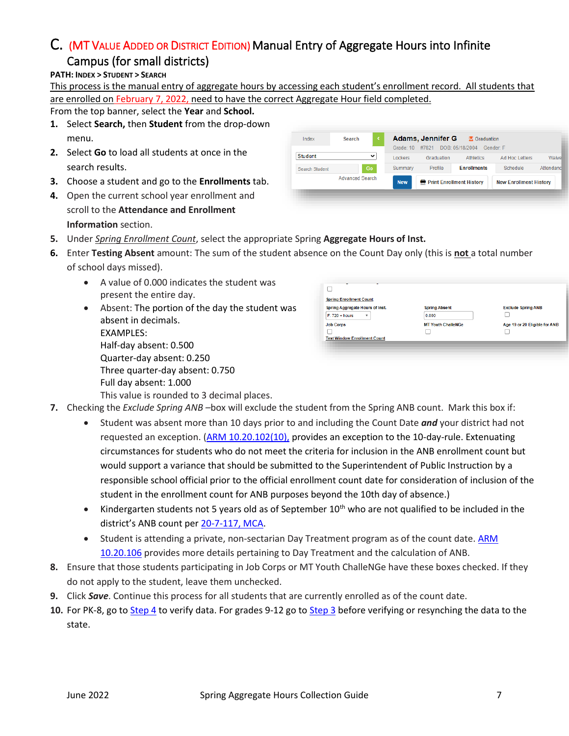## C. (MT VALUE ADDED OR DISTRICT EDITION) Manual Entry of Aggregate Hours into Infinite Campus (for small districts)

**PATH: INDEX > STUDENT > SEARCH**

This process is the manual entry of aggregate hours by accessing each student's enrollment record. All students that are enrolled on February 7, 2022, need to have the correct Aggregate Hour field completed.

From the top banner, select the **Year** and **School.**

1. Select **Search,** then **Student** from the drop-down menu.
2. Select **Go** to load all students at once in the search results.
3. Choose a student and go to the **Enrollments** tab.
4. Open the current school year enrollment and scroll to the **Attendance and Enrollment Information** section.
5. Under *Spring Enrollment Count*, select the appropriate Spring **Aggregate Hours of Inst.**
6. Enter **Testing Absent** amount: The sum of the student absence on the Count Day only (this is **not** a total number of school days missed).
   - A value of 0.000 indicates the student was present the entire day.
   - Absent: The portion of the day the student was absent in decimals.
     EXAMPLES:
     Half-day absent: 0.500
     Quarter-day absent: 0.250
     Three quarter-day absent: 0.750
     Full day absent: 1.000
     This value is rounded to 3 decimal places.
7. Checking the *Exclude Spring ANB* –box will exclude the student from the Spring ANB count. Mark this box if:
   - Student was absent more than 10 days prior to and including the Count Date ***and*** your district had not requested an exception. (ARM 10.20.102(10), provides an exception to the 10-day-rule. Extenuating circumstances for students who do not meet the criteria for inclusion in the ANB enrollment count but would support a variance that should be submitted to the Superintendent of Public Instruction by a responsible school official prior to the official enrollment count date for consideration of inclusion of the student in the enrollment count for ANB purposes beyond the 10th day of absence.)
   - Kindergarten students not 5 years old as of September 10th who are not qualified to be included in the district's ANB count per 20-7-117, MCA.
   - Student is attending a private, non-sectarian Day Treatment program as of the count date. ARM 10.20.106 provides more details pertaining to Day Treatment and the calculation of ANB.
8. Ensure that those students participating in Job Corps or MT Youth ChalleNGe have these boxes checked. If they do not apply to the student, leave them unchecked.
9. Click ***Save***. Continue this process for all students that are currently enrolled as of the count date.
10. For PK-8, go to Step 4 to verify data. For grades 9-12 go to Step 3 before verifying or resynching the data to the state.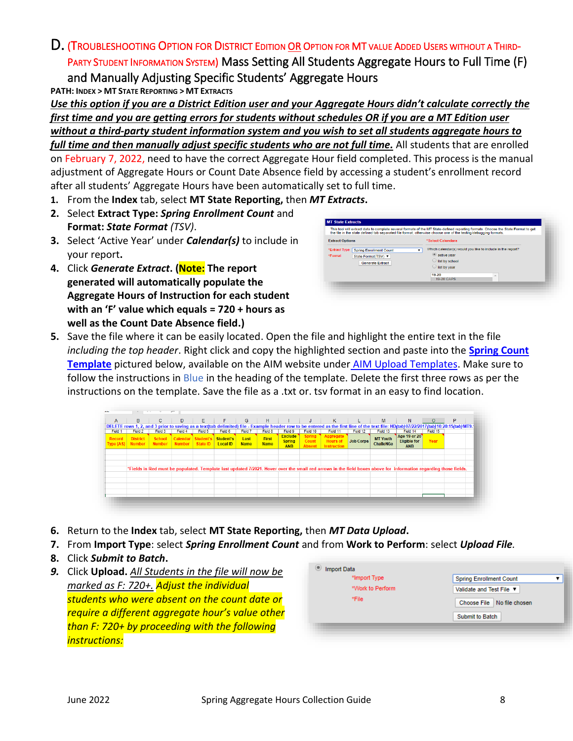## D. (TROUBLESHOOTING OPTION FOR DISTRICT EDITION OR OPTION FOR MT VALUE ADDED USERS WITHOUT A THIRD-PARTY STUDENT INFORMATION SYSTEM) Mass Setting All Students Aggregate Hours to Full Time (F) and Manually Adjusting Specific Students' Aggregate Hours

**PATH: INDEX > MT STATE REPORTING > MT EXTRACTS**

***Use this option if you are a District Edition user and your Aggregate Hours didn't calculate correctly the first time and you are getting errors for students without schedules OR if you are a MT Edition user without a third-party student information system and you wish to set all students aggregate hours to full time and then manually adjust specific students who are not full time.*** All students that are enrolled on February 7, 2022, need to have the correct Aggregate Hour field completed. This process is the manual adjustment of Aggregate Hours or Count Date Absence field by accessing a student's enrollment record after all students' Aggregate Hours have been automatically set to full time.

1. From the **Index** tab, select **MT State Reporting,** then ***MT Extracts***.
2. Select **Extract Type:** ***Spring Enrollment Count*** and **Format:** ***State Format*** *(TSV)*.
3. Select 'Active Year' under ***Calendar(s)*** to include in your report.
4. Click ***Generate Extract***. **(Note: The report generated will automatically populate the Aggregate Hours of Instruction for each student with an 'F' value which equals = 720 + hours as well as the Count Date Absence field.)**
5. Save the file where it can be easily located. Open the file and highlight the entire text in the file *including the top header*. Right click and copy the highlighted section and paste into the **Spring Count Template** pictured below, available on the AIM website under AIM Upload Templates. Make sure to follow the instructions in Blue in the heading of the template. Delete the first three rows as per the instructions on the template. Save the file as a .txt or. tsv format in an easy to find location.
6. Return to the **Index** tab, select **MT State Reporting,** then ***MT Data Upload***.
7. From **Import Type**: select ***Spring Enrollment Count*** and from **Work to Perform**: select ***Upload File***.
8. Click ***Submit to Batch***.
9. Click **Upload.** *All Students in the file will now be marked as F: 720+. Adjust the individual students who were absent on the count date or require a different aggregate hour's value other than F: 720+ by proceeding with the following instructions:*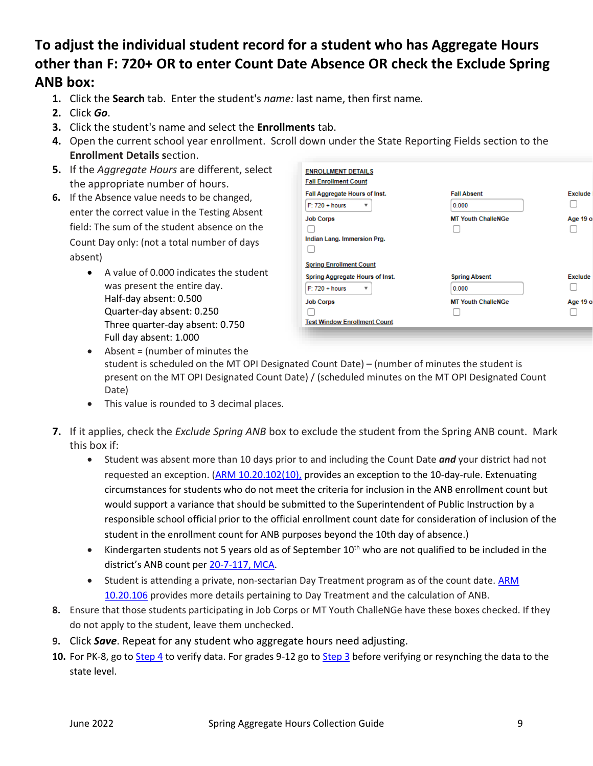## To adjust the individual student record for a student who has Aggregate Hours other than F: 720+ OR to enter Count Date Absence OR check the Exclude Spring ANB box:

1. Click the **Search** tab. Enter the student's *name:* last name, then first name.
2. Click ***Go***.
3. Click the student's name and select the **Enrollments** tab.
4. Open the current school year enrollment. Scroll down under the State Reporting Fields section to the **Enrollment Details s**ection.
5. If the *Aggregate Hours* are different, select the appropriate number of hours.
6. If the Absence value needs to be changed, enter the correct value in the Testing Absent field: The sum of the student absence on the Count Day only: (not a total number of days absent)
   - A value of 0.000 indicates the student was present the entire day.
     Half-day absent: 0.500
     Quarter-day absent: 0.250
     Three quarter-day absent: 0.750
     Full day absent: 1.000
   - Absent = (number of minutes the student is scheduled on the MT OPI Designated Count Date) – (number of minutes the student is present on the MT OPI Designated Count Date) / (scheduled minutes on the MT OPI Designated Count Date)
   - This value is rounded to 3 decimal places.
7. If it applies, check the *Exclude Spring ANB* box to exclude the student from the Spring ANB count. Mark this box if:
   - Student was absent more than 10 days prior to and including the Count Date ***and*** your district had not requested an exception. (ARM 10.20.102(10), provides an exception to the 10-day-rule. Extenuating circumstances for students who do not meet the criteria for inclusion in the ANB enrollment count but would support a variance that should be submitted to the Superintendent of Public Instruction by a responsible school official prior to the official enrollment count date for consideration of inclusion of the student in the enrollment count for ANB purposes beyond the 10th day of absence.)
   - Kindergarten students not 5 years old as of September 10th who are not qualified to be included in the district's ANB count per 20-7-117, MCA.
   - Student is attending a private, non-sectarian Day Treatment program as of the count date. ARM 10.20.106 provides more details pertaining to Day Treatment and the calculation of ANB.
8. Ensure that those students participating in Job Corps or MT Youth ChalleNGe have these boxes checked. If they do not apply to the student, leave them unchecked.
9. Click ***Save***. Repeat for any student who aggregate hours need adjusting.
10. For PK-8, go to Step 4 to verify data. For grades 9-12 go to Step 3 before verifying or resynching the data to the state level.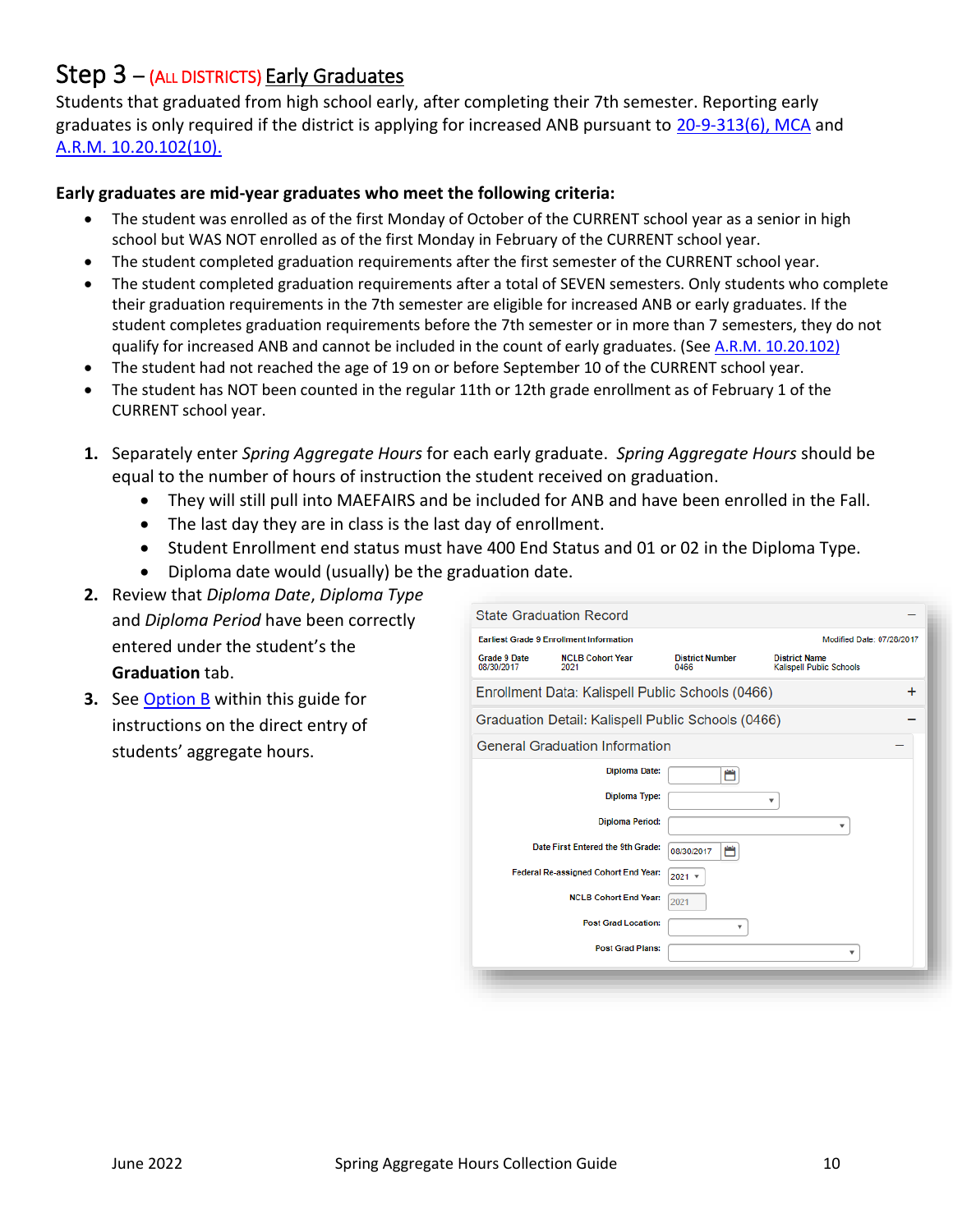## Step 3 – (ALL DISTRICTS) Early Graduates

Students that graduated from high school early, after completing their 7th semester. Reporting early graduates is only required if the district is applying for increased ANB pursuant to 20-9-313(6), MCA and A.R.M. 10.20.102(10).

**Early graduates are mid-year graduates who meet the following criteria:**

- The student was enrolled as of the first Monday of October of the CURRENT school year as a senior in high school but WAS NOT enrolled as of the first Monday in February of the CURRENT school year.
- The student completed graduation requirements after the first semester of the CURRENT school year.
- The student completed graduation requirements after a total of SEVEN semesters. Only students who complete their graduation requirements in the 7th semester are eligible for increased ANB or early graduates. If the student completes graduation requirements before the 7th semester or in more than 7 semesters, they do not qualify for increased ANB and cannot be included in the count of early graduates. (See A.R.M. 10.20.102)
- The student had not reached the age of 19 on or before September 10 of the CURRENT school year.
- The student has NOT been counted in the regular 11th or 12th grade enrollment as of February 1 of the CURRENT school year.

1. Separately enter *Spring Aggregate Hours* for each early graduate. *Spring Aggregate Hours* should be equal to the number of hours of instruction the student received on graduation.
   - They will still pull into MAEFAIRS and be included for ANB and have been enrolled in the Fall.
   - The last day they are in class is the last day of enrollment.
   - Student Enrollment end status must have 400 End Status and 01 or 02 in the Diploma Type.
   - Diploma date would (usually) be the graduation date.
2. Review that *Diploma Date*, *Diploma Type* and *Diploma Period* have been correctly entered under the student's the **Graduation** tab.
3. See Option B within this guide for instructions on the direct entry of students' aggregate hours.

State Graduation Record

Earliest Grade 9 Enrollment Information — Modified Date: 07/26/2017

| Grade 9 Date | NCLB Cohort Year | District Number | District Name |
| --- | --- | --- | --- |
| 08/30/2017 | 2021 | 0466 | Kalispell Public Schools |

Enrollment Data: Kalispell Public Schools (0466)

Graduation Detail: Kalispell Public Schools (0466)

General Graduation Information

- Diploma Date:
- Diploma Type:
- Diploma Period:
- Date First Entered the 9th Grade: 08/30/2017
- Federal Re-assigned Cohort End Year: 2021
- NCLB Cohort End Year: 2021
- Post Grad Location:
- Post Grad Plans: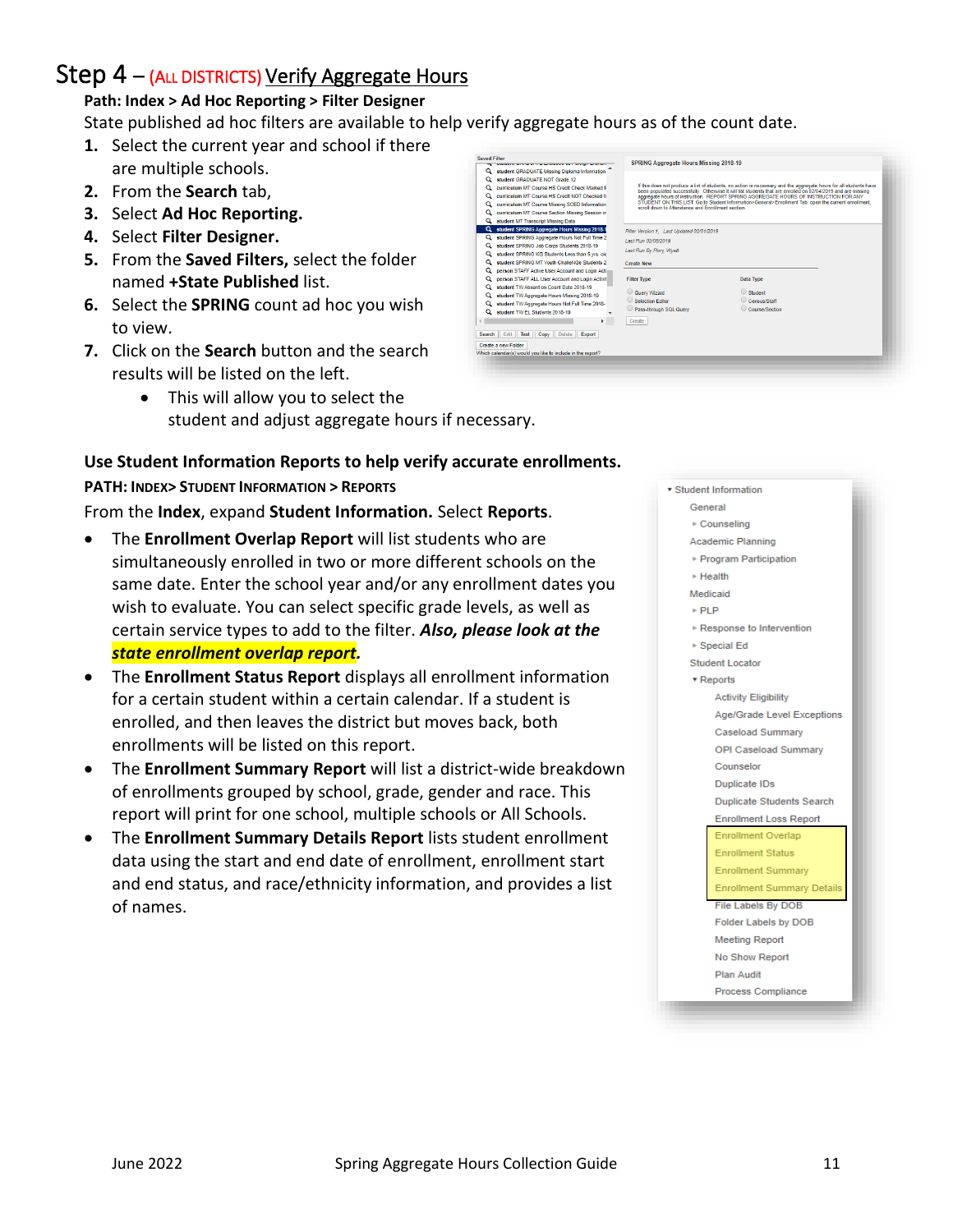# Step 4 – (All Districts) Verify Aggregate Hours

**Path: Index > Ad Hoc Reporting > Filter Designer**

State published ad hoc filters are available to help verify aggregate hours as of the count date.

1. Select the current year and school if there are multiple schools.
2. From the **Search** tab,
3. Select **Ad Hoc Reporting.**
4. Select **Filter Designer.**
5. From the **Saved Filters,** select the folder named **+State Published** list.
6. Select the **SPRING** count ad hoc you wish to view.
7. Click on the **Search** button and the search results will be listed on the left.
   - This will allow you to select the student and adjust aggregate hours if necessary.

**Use Student Information Reports to help verify accurate enrollments.**

**PATH: Index> Student Information > Reports**

From the **Index**, expand **Student Information.** Select **Reports**.

- The **Enrollment Overlap Report** will list students who are simultaneously enrolled in two or more different schools on the same date. Enter the school year and/or any enrollment dates you wish to evaluate. You can select specific grade levels, as well as certain service types to add to the filter. ***Also, please look at the state enrollment overlap report.***
- The **Enrollment Status Report** displays all enrollment information for a certain student within a certain calendar. If a student is enrolled, and then leaves the district but moves back, both enrollments will be listed on this report.
- The **Enrollment Summary Report** will list a district-wide breakdown of enrollments grouped by school, grade, gender and race. This report will print for one school, multiple schools or All Schools.
- The **Enrollment Summary Details Report** lists student enrollment data using the start and end date of enrollment, enrollment start and end status, and race/ethnicity information, and provides a list of names.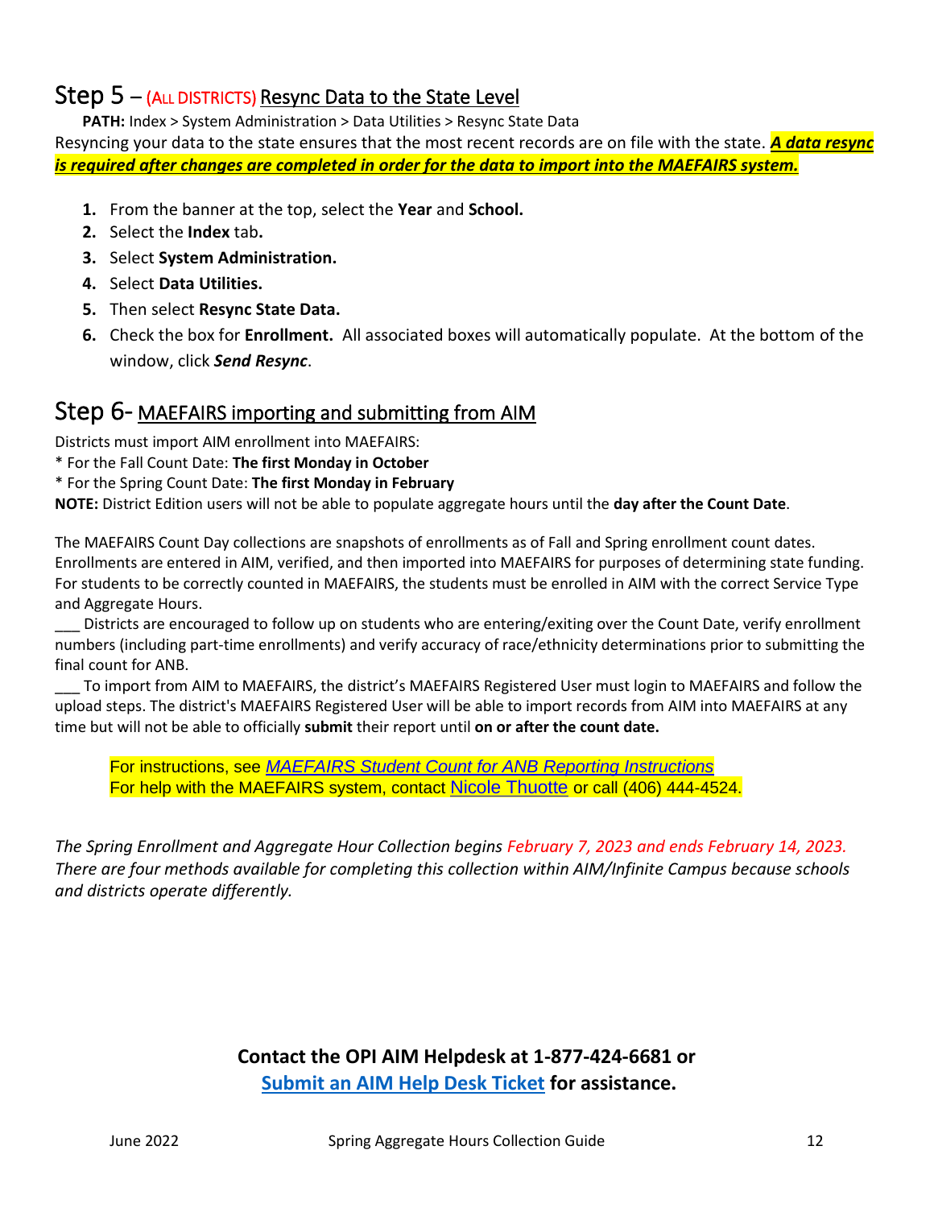## Step 5 – (ALL DISTRICTS) Resync Data to the State Level

**PATH:** Index > System Administration > Data Utilities > Resync State Data

Resyncing your data to the state ensures that the most recent records are on file with the state. ***A data resync is required after changes are completed in order for the data to import into the MAEFAIRS system.***

1. From the banner at the top, select the **Year** and **School.**
2. Select the **Index** tab**.**
3. Select **System Administration.**
4. Select **Data Utilities.**
5. Then select **Resync State Data.**
6. Check the box for **Enrollment.** All associated boxes will automatically populate. At the bottom of the window, click ***Send Resync***.

## Step 6- MAEFAIRS importing and submitting from AIM

Districts must import AIM enrollment into MAEFAIRS:

* For the Fall Count Date: **The first Monday in October**
* For the Spring Count Date: **The first Monday in February**

**NOTE:** District Edition users will not be able to populate aggregate hours until the **day after the Count Date**.

The MAEFAIRS Count Day collections are snapshots of enrollments as of Fall and Spring enrollment count dates. Enrollments are entered in AIM, verified, and then imported into MAEFAIRS for purposes of determining state funding. For students to be correctly counted in MAEFAIRS, the students must be enrolled in AIM with the correct Service Type and Aggregate Hours.

___ Districts are encouraged to follow up on students who are entering/exiting over the Count Date, verify enrollment numbers (including part-time enrollments) and verify accuracy of race/ethnicity determinations prior to submitting the final count for ANB.

___ To import from AIM to MAEFAIRS, the district's MAEFAIRS Registered User must login to MAEFAIRS and follow the upload steps. The district's MAEFAIRS Registered User will be able to import records from AIM into MAEFAIRS at any time but will not be able to officially **submit** their report until **on or after the count date.**

For instructions, see *MAEFAIRS Student Count for ANB Reporting Instructions*
For help with the MAEFAIRS system, contact Nicole Thuotte or call (406) 444-4524.

*The Spring Enrollment and Aggregate Hour Collection begins February 7, 2023 and ends February 14, 2023. There are four methods available for completing this collection within AIM/Infinite Campus because schools and districts operate differently.*

**Contact the OPI AIM Helpdesk at 1-877-424-6681 or Submit an AIM Help Desk Ticket for assistance.**